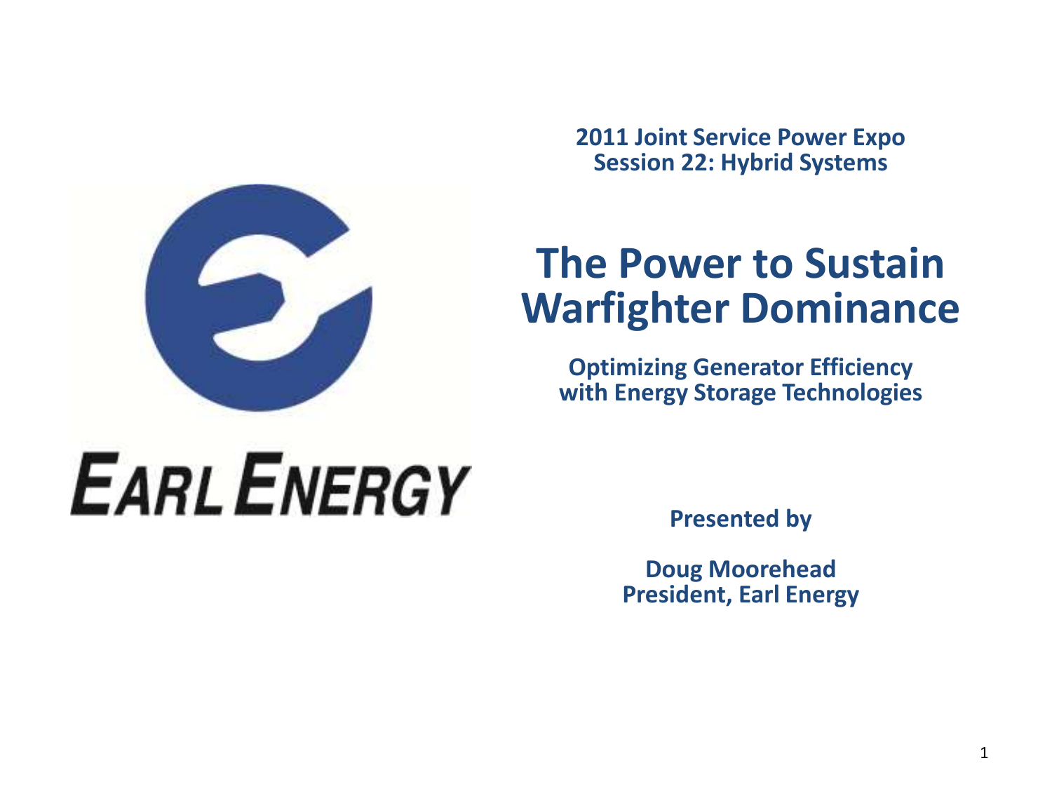**2011 Joint Service Power Expo**
**Session 22: Hybrid Systems**

EARL ENERGY

# The Power to Sustain Warfighter Dominance

**Optimizing Generator Efficiency with Energy Storage Technologies**

**Presented by**

**Doug Moorehead**
**President, Earl Energy**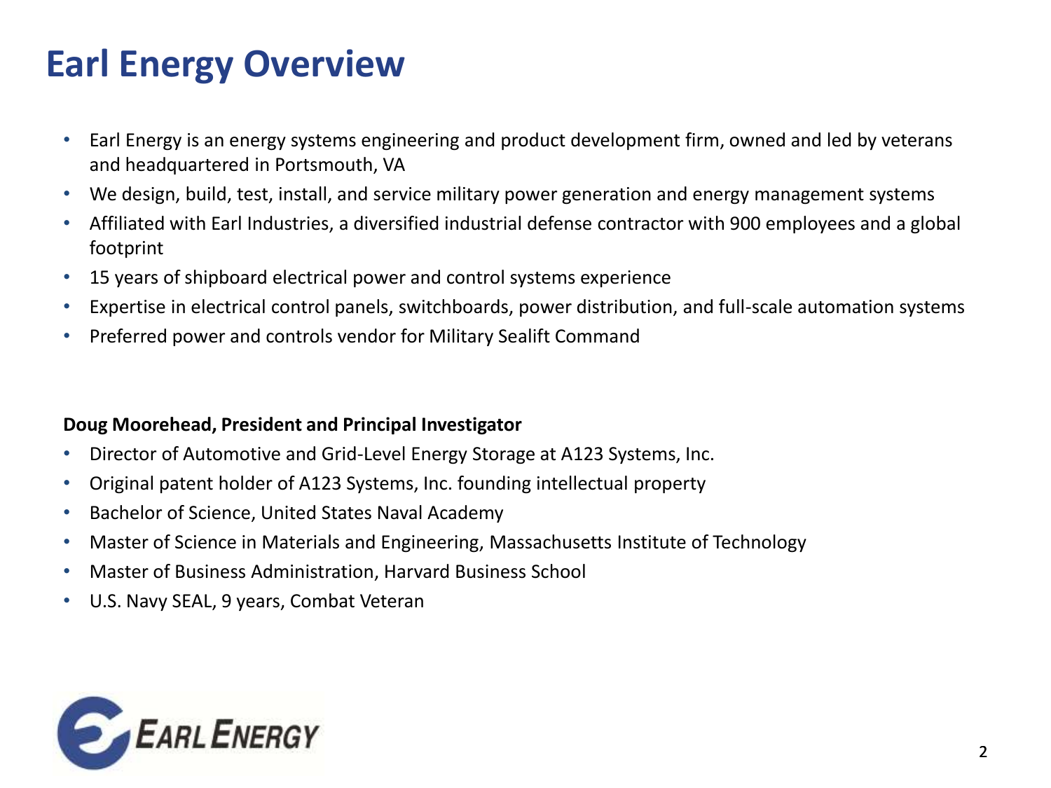# Earl Energy Overview

- Earl Energy is an energy systems engineering and product development firm, owned and led by veterans and headquartered in Portsmouth, VA
- We design, build, test, install, and service military power generation and energy management systems
- Affiliated with Earl Industries, a diversified industrial defense contractor with 900 employees and a global footprint
- 15 years of shipboard electrical power and control systems experience
- Expertise in electrical control panels, switchboards, power distribution, and full-scale automation systems
- Preferred power and controls vendor for Military Sealift Command

**Doug Moorehead, President and Principal Investigator**

- Director of Automotive and Grid-Level Energy Storage at A123 Systems, Inc.
- Original patent holder of A123 Systems, Inc. founding intellectual property
- Bachelor of Science, United States Naval Academy
- Master of Science in Materials and Engineering, Massachusetts Institute of Technology
- Master of Business Administration, Harvard Business School
- U.S. Navy SEAL, 9 years, Combat Veteran

EARL ENERGY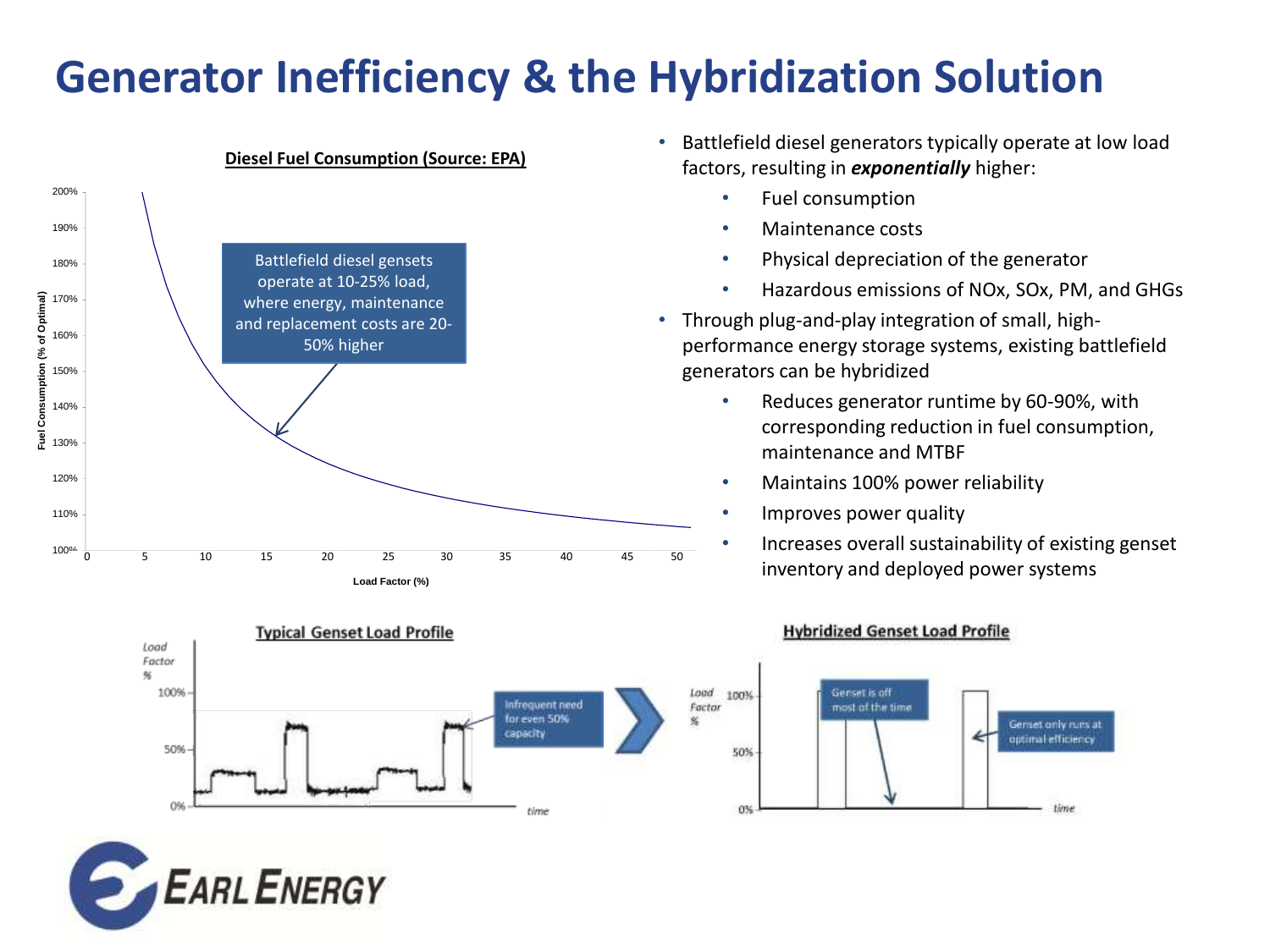# Generator Inefficiency & the Hybridization Solution

**Diesel Fuel Consumption (Source: EPA)**

Battlefield diesel gensets operate at 10-25% load, where energy, maintenance and replacement costs are 20-50% higher

Fuel Consumption (% of Optimal)

Load Factor (%)

- Battlefield diesel generators typically operate at low load factors, resulting in ***exponentially*** higher:
  - Fuel consumption
  - Maintenance costs
  - Physical depreciation of the generator
  - Hazardous emissions of NOx, SOx, PM, and GHGs
- Through plug-and-play integration of small, high-performance energy storage systems, existing battlefield generators can be hybridized
  - Reduces generator runtime by 60-90%, with corresponding reduction in fuel consumption, maintenance and MTBF
  - Maintains 100% power reliability
  - Improves power quality
  - Increases overall sustainability of existing genset inventory and deployed power systems

**Typical Genset Load Profile**

Infrequent need for even 50% capacity

**Hybridized Genset Load Profile**

Genset is off most of the time

Genset only runs at optimal efficiency

EARL ENERGY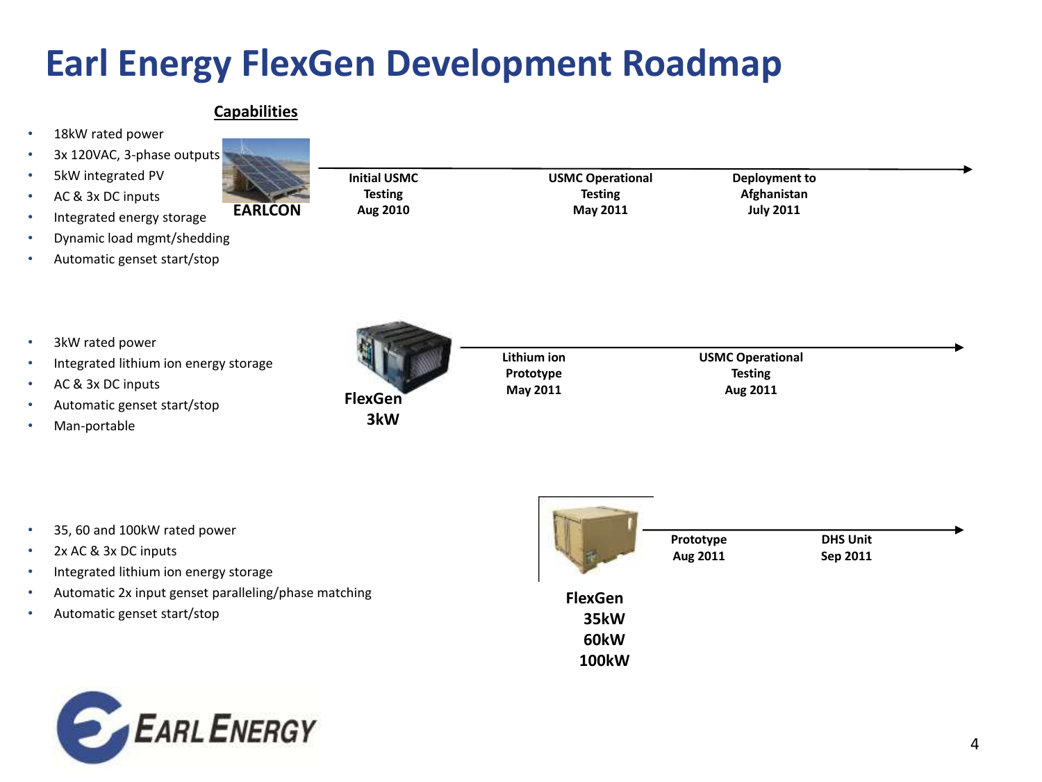# Earl Energy FlexGen Development Roadmap

**Capabilities**

**EARLCON**

- 18kW rated power
- 3x 120VAC, 3-phase outputs
- 5kW integrated PV
- AC & 3x DC inputs
- Integrated energy storage
- Dynamic load mgmt/shedding
- Automatic genset start/stop

| Initial USMC Testing | USMC Operational Testing | Deployment to Afghanistan |
|---|---|---|
| Aug 2010 | May 2011 | July 2011 |

**FlexGen 3kW**

- 3kW rated power
- Integrated lithium ion energy storage
- AC & 3x DC inputs
- Automatic genset start/stop
- Man-portable

| Lithium ion Prototype | USMC Operational Testing |
|---|---|
| May 2011 | Aug 2011 |

**FlexGen 35kW 60kW 100kW**

- 35, 60 and 100kW rated power
- 2x AC & 3x DC inputs
- Integrated lithium ion energy storage
- Automatic 2x input genset paralleling/phase matching
- Automatic genset start/stop

| Prototype | DHS Unit |
|---|---|
| Aug 2011 | Sep 2011 |

EARL ENERGY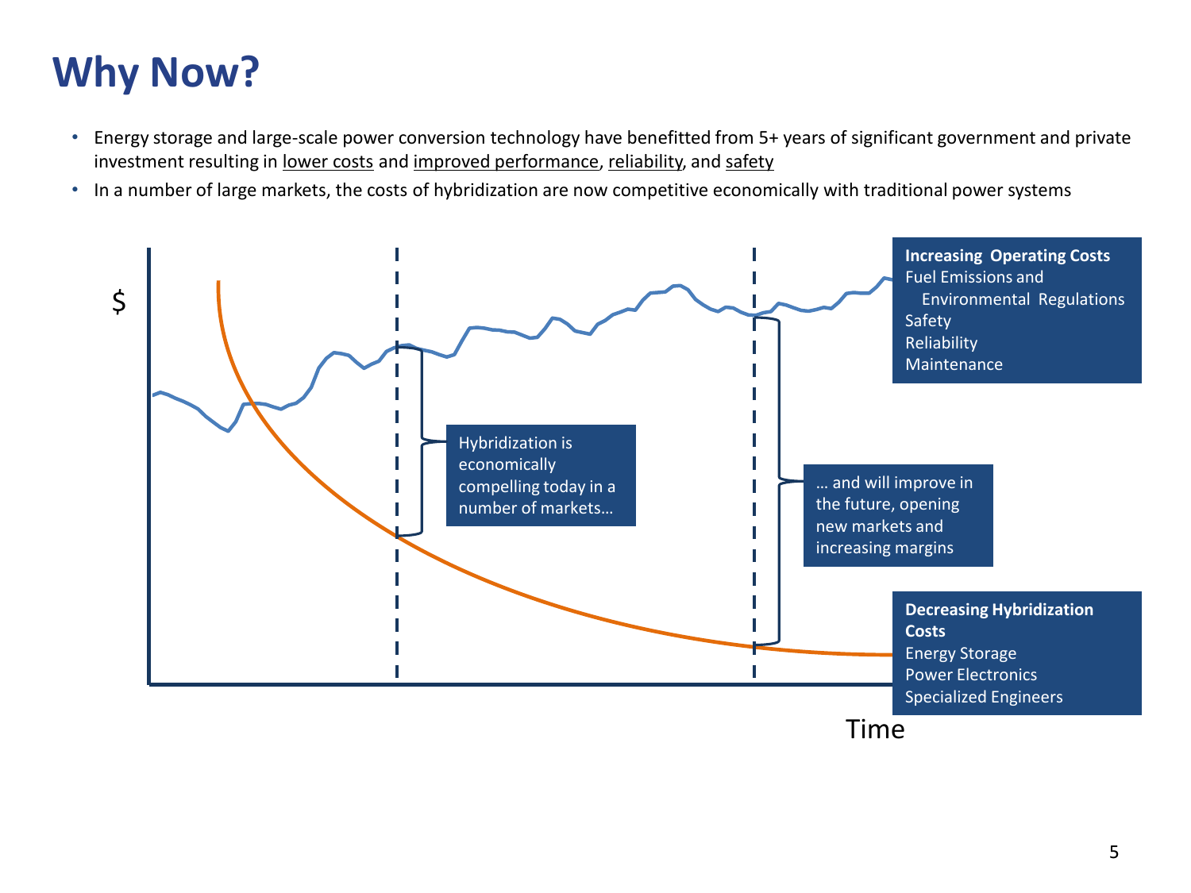# Why Now?

- Energy storage and large-scale power conversion technology have benefitted from 5+ years of significant government and private investment resulting in lower costs and improved performance, reliability, and safety
- In a number of large markets, the costs of hybridization are now competitive economically with traditional power systems

$

**Increasing Operating Costs**
Fuel Emissions and Environmental Regulations
Safety
Reliability
Maintenance

Hybridization is economically compelling today in a number of markets…

… and will improve in the future, opening new markets and increasing margins

**Decreasing Hybridization Costs**
Energy Storage
Power Electronics
Specialized Engineers

Time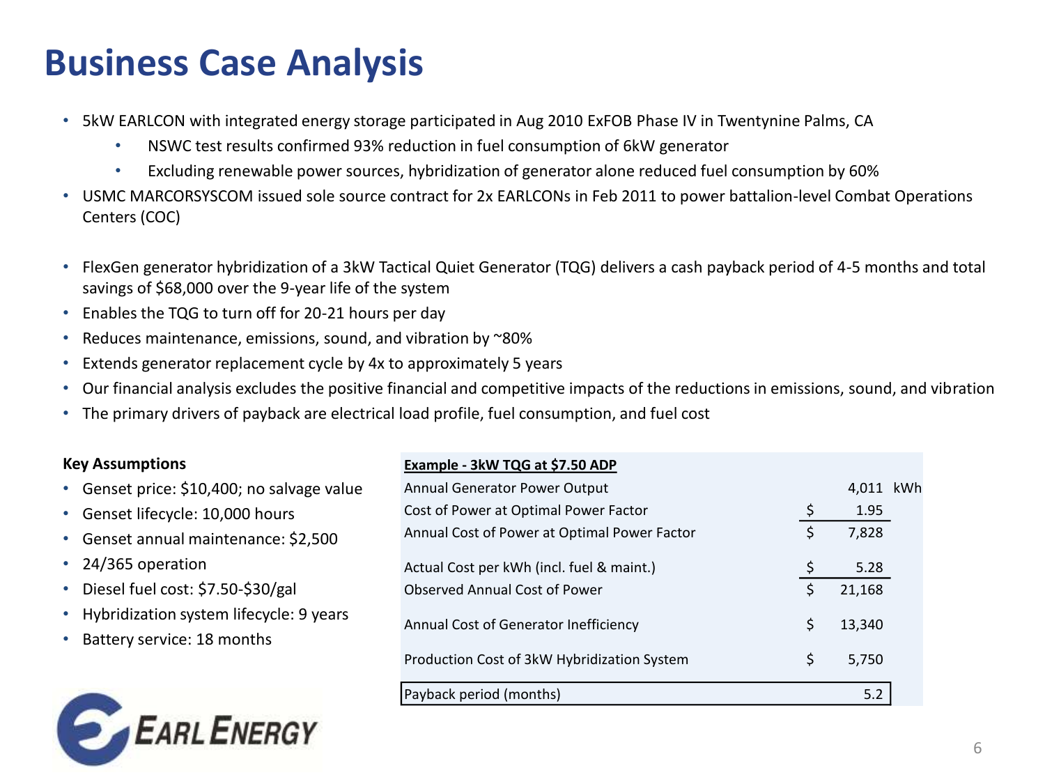# Business Case Analysis

- 5kW EARLCON with integrated energy storage participated in Aug 2010 ExFOB Phase IV in Twentynine Palms, CA
  - NSWC test results confirmed 93% reduction in fuel consumption of 6kW generator
  - Excluding renewable power sources, hybridization of generator alone reduced fuel consumption by 60%
- USMC MARCORSYSCOM issued sole source contract for 2x EARLCONs in Feb 2011 to power battalion-level Combat Operations Centers (COC)

- FlexGen generator hybridization of a 3kW Tactical Quiet Generator (TQG) delivers a cash payback period of 4-5 months and total savings of $68,000 over the 9-year life of the system
- Enables the TQG to turn off for 20-21 hours per day
- Reduces maintenance, emissions, sound, and vibration by ~80%
- Extends generator replacement cycle by 4x to approximately 5 years
- Our financial analysis excludes the positive financial and competitive impacts of the reductions in emissions, sound, and vibration
- The primary drivers of payback are electrical load profile, fuel consumption, and fuel cost

**Key Assumptions**

- Genset price: $10,400; no salvage value
- Genset lifecycle: 10,000 hours
- Genset annual maintenance: $2,500
- 24/365 operation
- Diesel fuel cost: $7.50-$30/gal
- Hybridization system lifecycle: 9 years
- Battery service: 18 months

| **Example - 3kW TQG at $7.50 ADP** | | | |
|---|---|---|---|
| Annual Generator Power Output | | 4,011 | kWh |
| Cost of Power at Optimal Power Factor | $ | 1.95 | |
| Annual Cost of Power at Optimal Power Factor | $ | 7,828 | |
| Actual Cost per kWh (incl. fuel & maint.) | $ | 5.28 | |
| Observed Annual Cost of Power | $ | 21,168 | |
| Annual Cost of Generator Inefficiency | $ | 13,340 | |
| Production Cost of 3kW Hybridization System | $ | 5,750 | |
| Payback period (months) | | 5.2 | |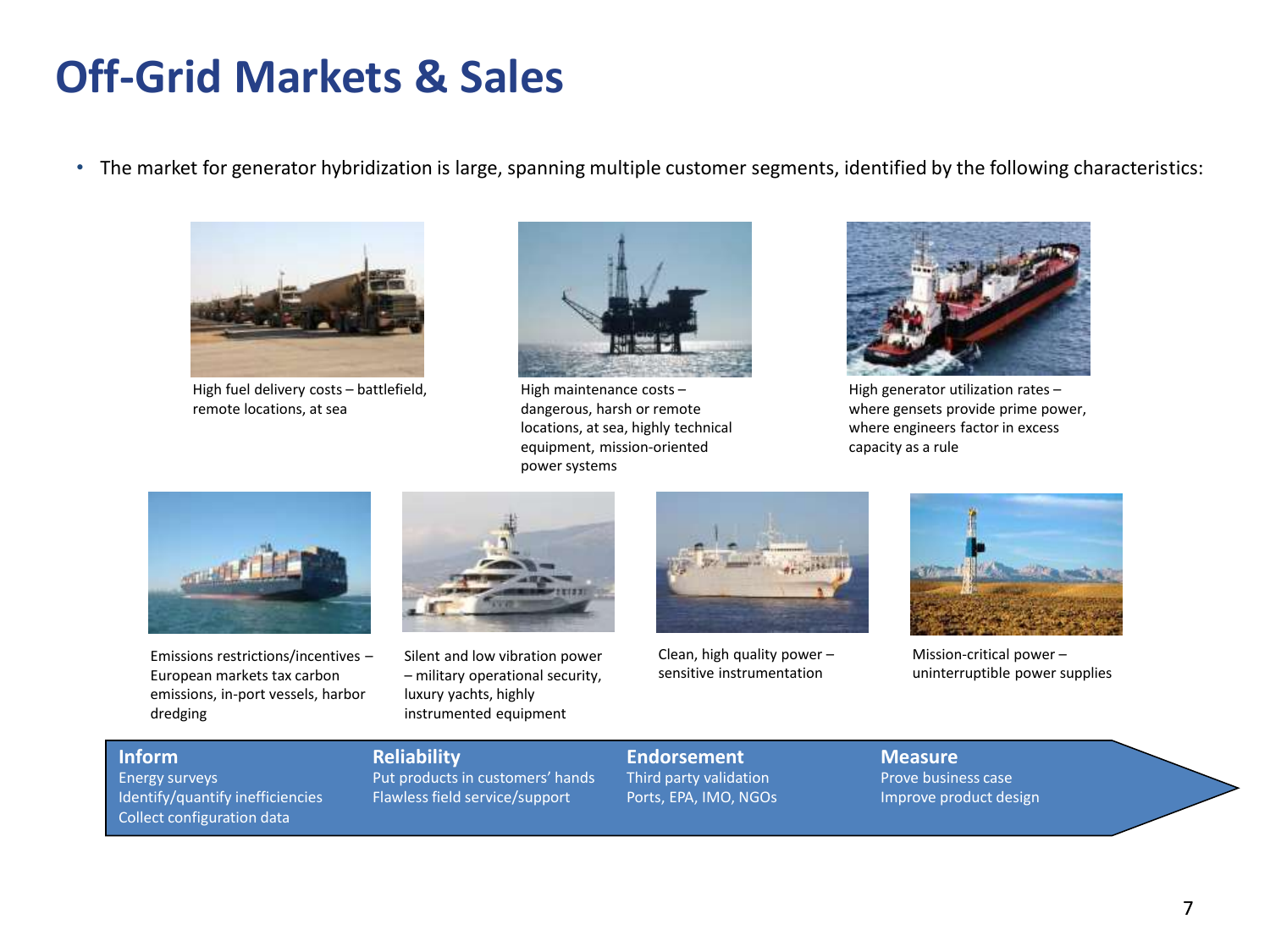# Off-Grid Markets & Sales

- The market for generator hybridization is large, spanning multiple customer segments, identified by the following characteristics:

High fuel delivery costs – battlefield, remote locations, at sea

High maintenance costs – dangerous, harsh or remote locations, at sea, highly technical equipment, mission-oriented power systems

High generator utilization rates – where gensets provide prime power, where engineers factor in excess capacity as a rule

Emissions restrictions/incentives – European markets tax carbon emissions, in-port vessels, harbor dredging

Silent and low vibration power – military operational security, luxury yachts, highly instrumented equipment

Clean, high quality power – sensitive instrumentation

Mission-critical power – uninterruptible power supplies

**Inform**
Energy surveys
Identify/quantify inefficiencies
Collect configuration data

**Reliability**
Put products in customers' hands
Flawless field service/support

**Endorsement**
Third party validation
Ports, EPA, IMO, NGOs

**Measure**
Prove business case
Improve product design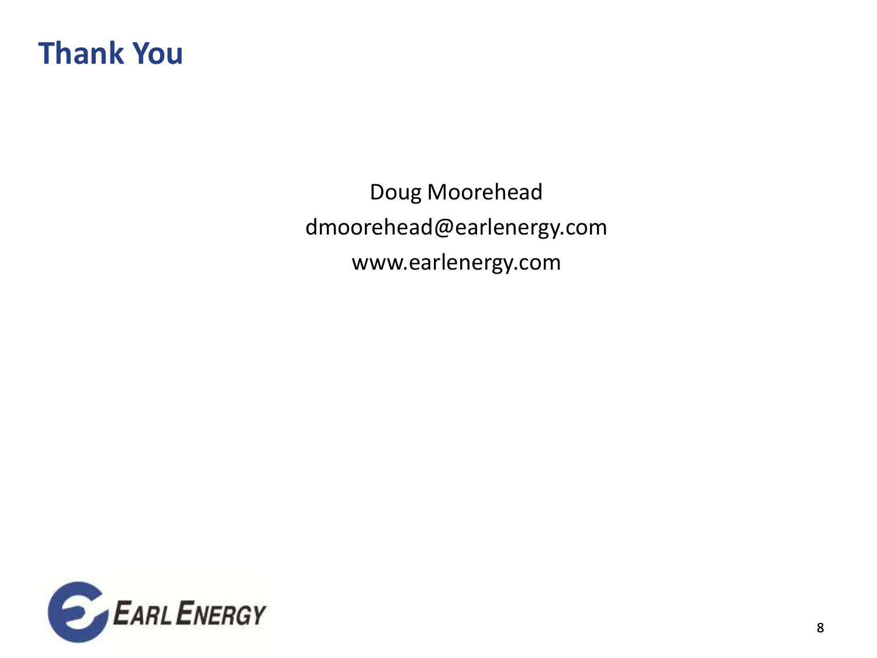# Thank You

Doug Moorehead

dmoorehead@earlenergy.com

www.earlenergy.com

EARL ENERGY